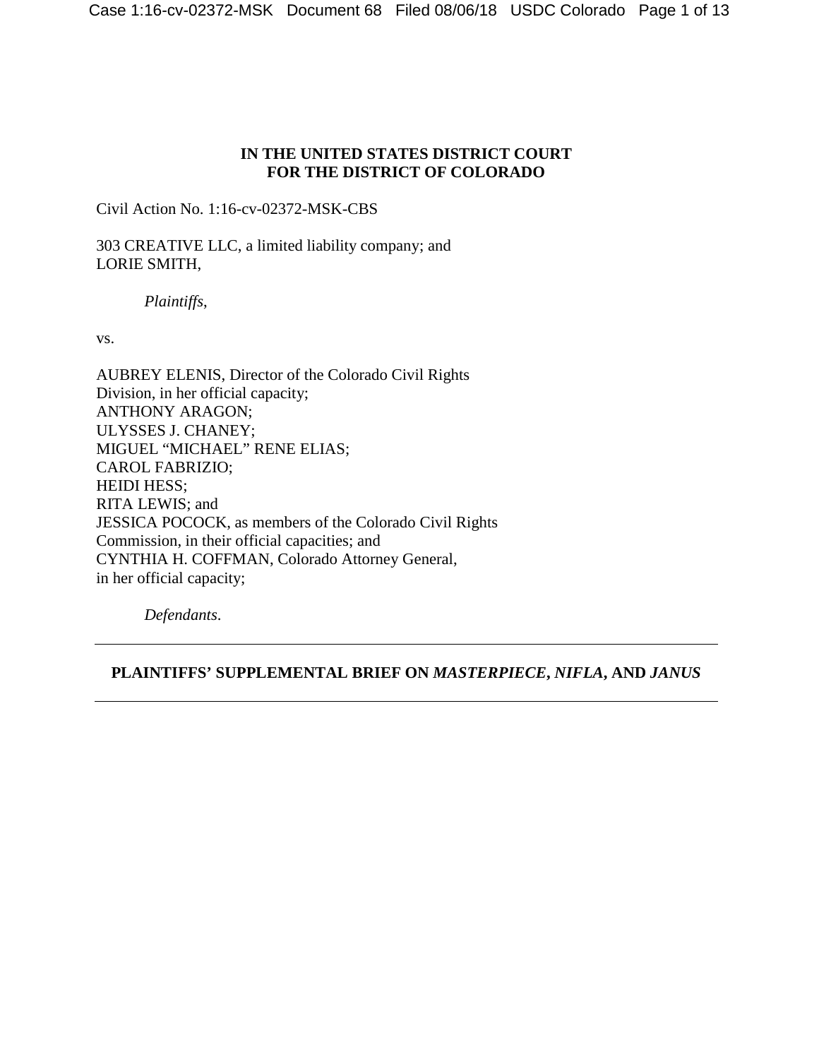**IN THE UNITED STATES DISTRICT COURT**
**FOR THE DISTRICT OF COLORADO**

Civil Action No. 1:16-cv-02372-MSK-CBS

303 CREATIVE LLC, a limited liability company; and
LORIE SMITH,

*Plaintiffs*,

vs.

AUBREY ELENIS, Director of the Colorado Civil Rights
Division, in her official capacity;
ANTHONY ARAGON;
ULYSSES J. CHANEY;
MIGUEL "MICHAEL" RENE ELIAS;
CAROL FABRIZIO;
HEIDI HESS;
RITA LEWIS; and
JESSICA POCOCK, as members of the Colorado Civil Rights
Commission, in their official capacities; and
CYNTHIA H. COFFMAN, Colorado Attorney General,
in her official capacity;

*Defendants*.

---

**PLAINTIFFS' SUPPLEMENTAL BRIEF ON *MASTERPIECE*, *NIFLA*, AND *JANUS***

---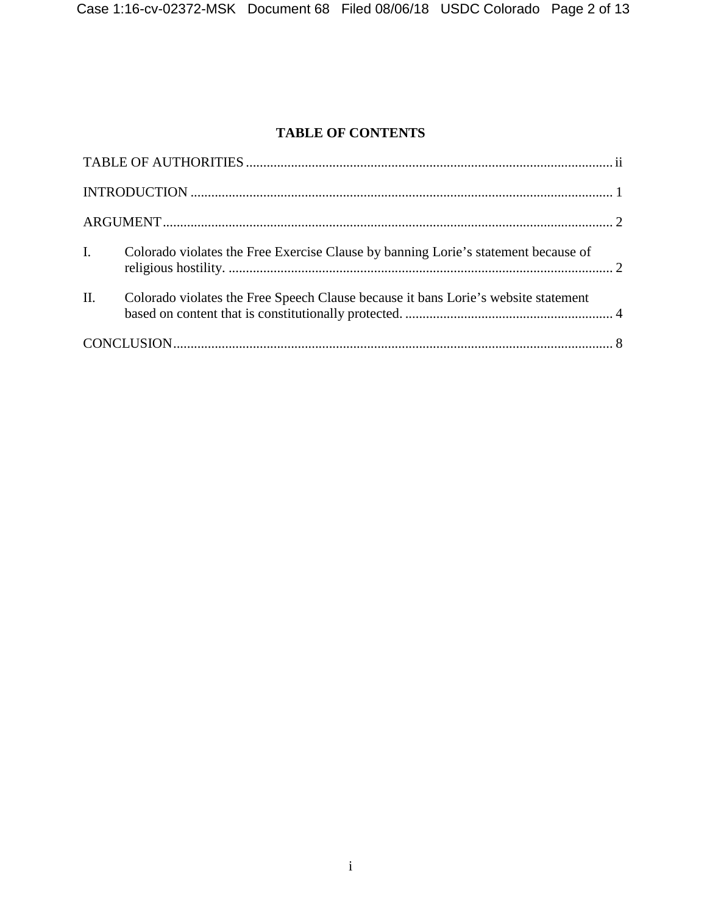# TABLE OF CONTENTS

TABLE OF AUTHORITIES .......... ii

INTRODUCTION .......... 1

ARGUMENT .......... 2

I. Colorado violates the Free Exercise Clause by banning Lorie's statement because of religious hostility. .......... 2

II. Colorado violates the Free Speech Clause because it bans Lorie's website statement based on content that is constitutionally protected. .......... 4

CONCLUSION .......... 8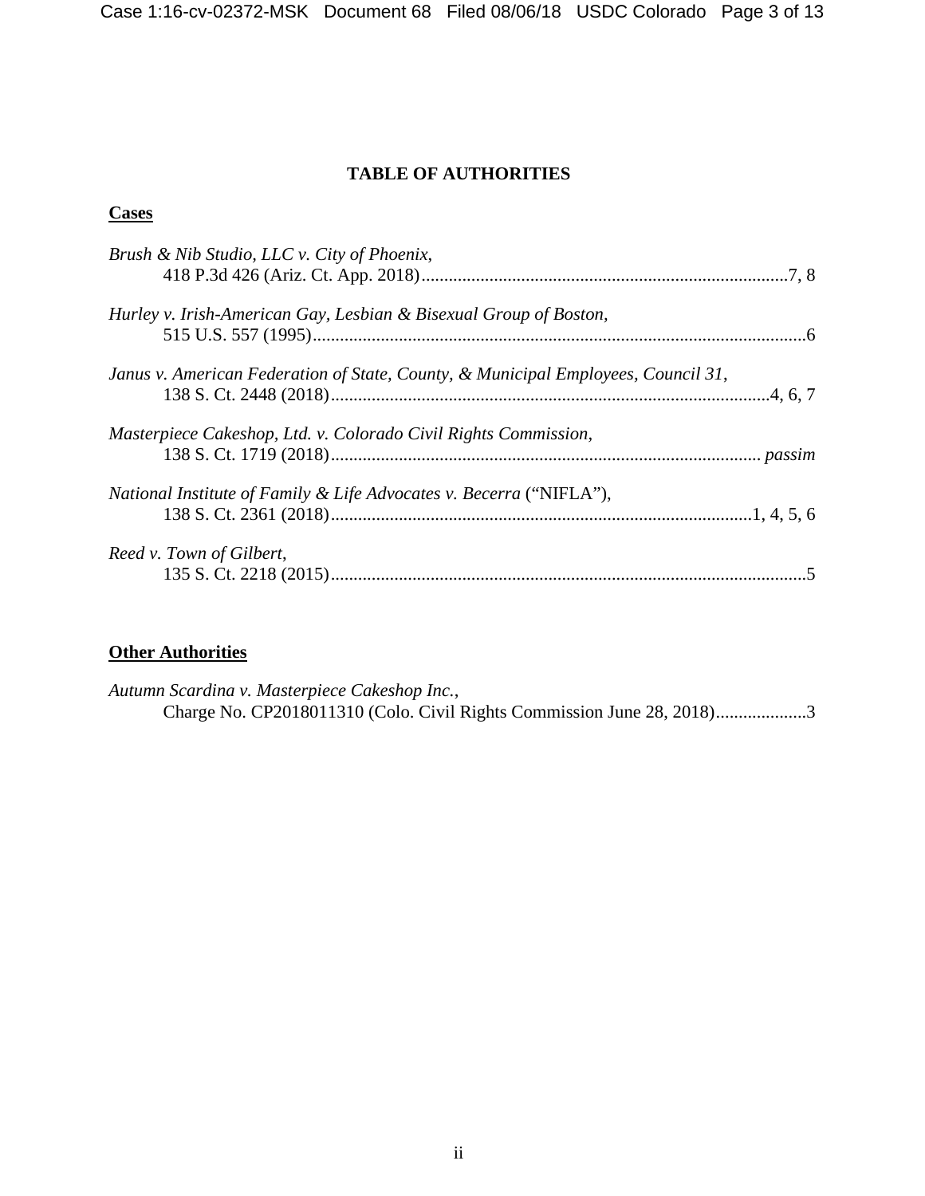# TABLE OF AUTHORITIES

**Cases**

*Brush & Nib Studio, LLC v. City of Phoenix*,
418 P.3d 426 (Ariz. Ct. App. 2018)................................................................................7, 8

*Hurley v. Irish-American Gay, Lesbian & Bisexual Group of Boston*,
515 U.S. 557 (1995)............................................................................................................6

*Janus v. American Federation of State, County, & Municipal Employees, Council 31*,
138 S. Ct. 2448 (2018)................................................................................................4, 6, 7

*Masterpiece Cakeshop, Ltd. v. Colorado Civil Rights Commission*,
138 S. Ct. 1719 (2018)............................................................................................. *passim*

*National Institute of Family & Life Advocates v. Becerra* ("NIFLA"),
138 S. Ct. 2361 (2018)...........................................................................................1, 4, 5, 6

*Reed v. Town of Gilbert*,
135 S. Ct. 2218 (2015)........................................................................................................5

**Other Authorities**

*Autumn Scardina v. Masterpiece Cakeshop Inc.*,
Charge No. CP2018011310 (Colo. Civil Rights Commission June 28, 2018)...................3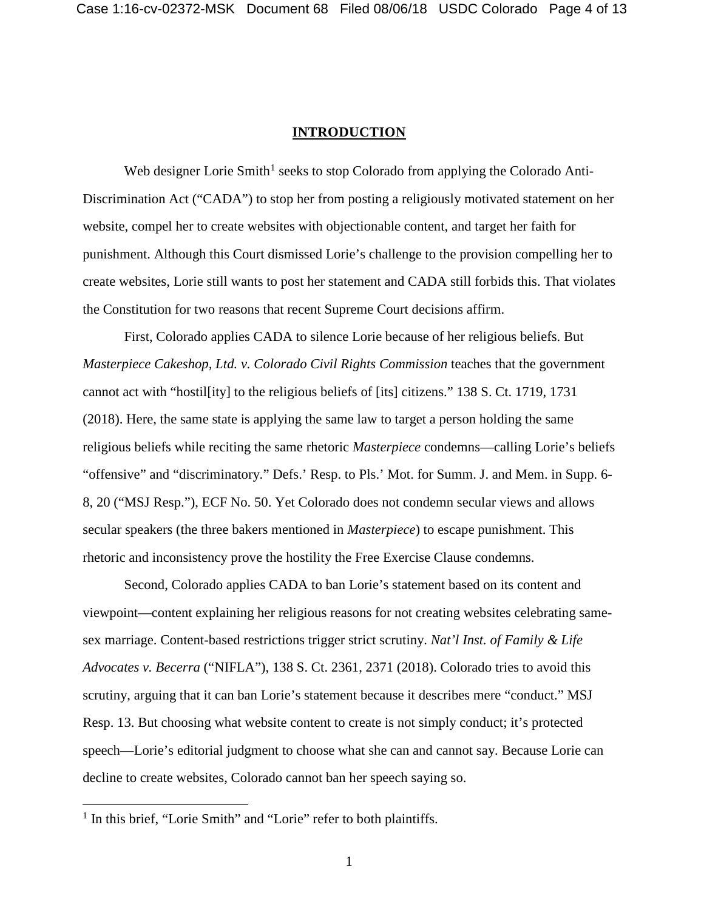# INTRODUCTION

Web designer Lorie Smith[1] seeks to stop Colorado from applying the Colorado Anti-Discrimination Act ("CADA") to stop her from posting a religiously motivated statement on her website, compel her to create websites with objectionable content, and target her faith for punishment. Although this Court dismissed Lorie's challenge to the provision compelling her to create websites, Lorie still wants to post her statement and CADA still forbids this. That violates the Constitution for two reasons that recent Supreme Court decisions affirm.

First, Colorado applies CADA to silence Lorie because of her religious beliefs. But *Masterpiece Cakeshop, Ltd. v. Colorado Civil Rights Commission* teaches that the government cannot act with "hostil[ity] to the religious beliefs of [its] citizens." 138 S. Ct. 1719, 1731 (2018). Here, the same state is applying the same law to target a person holding the same religious beliefs while reciting the same rhetoric *Masterpiece* condemns—calling Lorie's beliefs "offensive" and "discriminatory." Defs.' Resp. to Pls.' Mot. for Summ. J. and Mem. in Supp. 6-8, 20 ("MSJ Resp."), ECF No. 50. Yet Colorado does not condemn secular views and allows secular speakers (the three bakers mentioned in *Masterpiece*) to escape punishment. This rhetoric and inconsistency prove the hostility the Free Exercise Clause condemns.

Second, Colorado applies CADA to ban Lorie's statement based on its content and viewpoint—content explaining her religious reasons for not creating websites celebrating same-sex marriage. Content-based restrictions trigger strict scrutiny. *Nat'l Inst. of Family & Life Advocates v. Becerra* ("NIFLA"), 138 S. Ct. 2361, 2371 (2018). Colorado tries to avoid this scrutiny, arguing that it can ban Lorie's statement because it describes mere "conduct." MSJ Resp. 13. But choosing what website content to create is not simply conduct; it's protected speech—Lorie's editorial judgment to choose what she can and cannot say. Because Lorie can decline to create websites, Colorado cannot ban her speech saying so.

---

[1] In this brief, "Lorie Smith" and "Lorie" refer to both plaintiffs.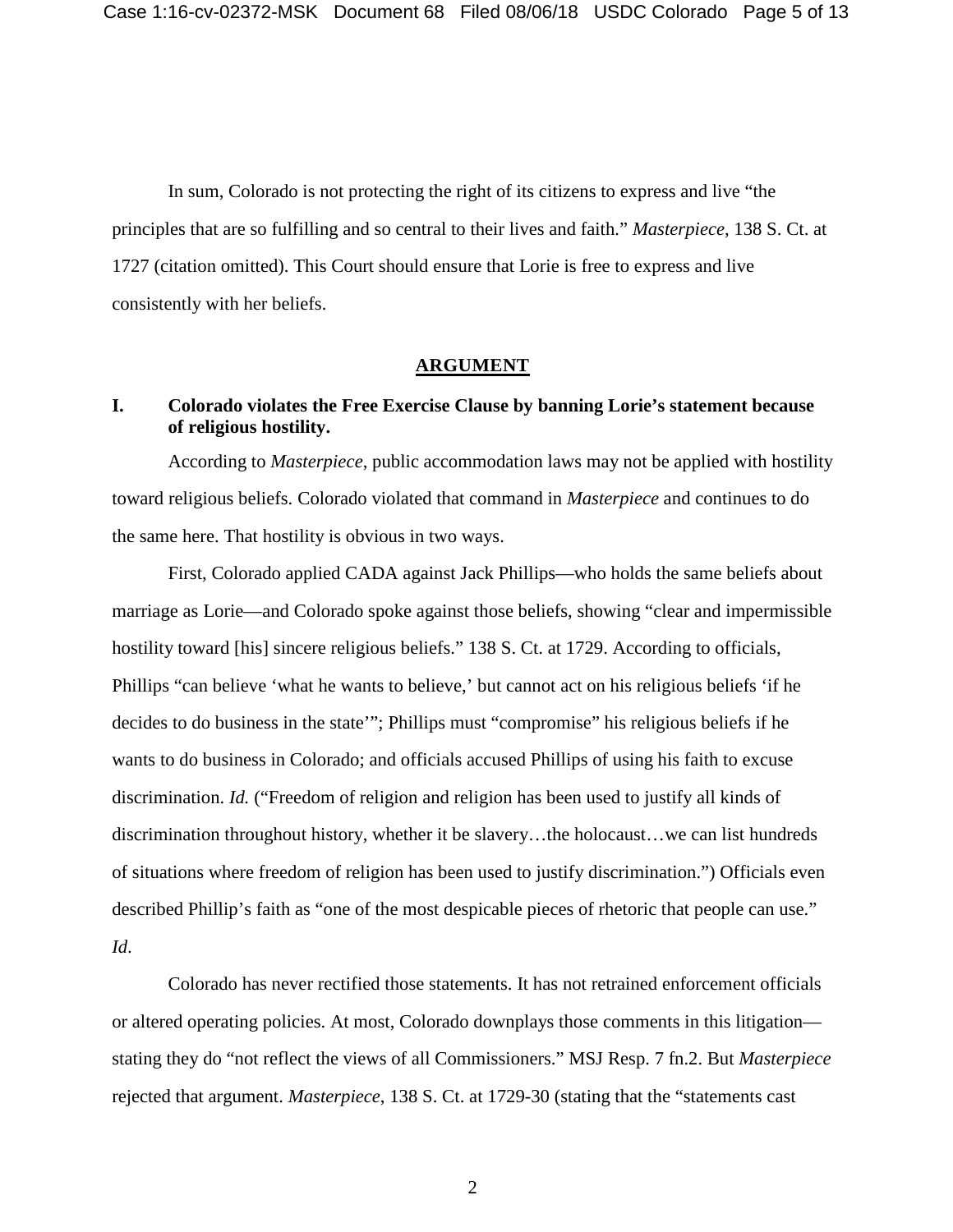In sum, Colorado is not protecting the right of its citizens to express and live "the principles that are so fulfilling and so central to their lives and faith." *Masterpiece*, 138 S. Ct. at 1727 (citation omitted). This Court should ensure that Lorie is free to express and live consistently with her beliefs.

## ARGUMENT

### I. Colorado violates the Free Exercise Clause by banning Lorie's statement because of religious hostility.

According to *Masterpiece*, public accommodation laws may not be applied with hostility toward religious beliefs. Colorado violated that command in *Masterpiece* and continues to do the same here. That hostility is obvious in two ways.

First, Colorado applied CADA against Jack Phillips—who holds the same beliefs about marriage as Lorie—and Colorado spoke against those beliefs, showing "clear and impermissible hostility toward [his] sincere religious beliefs." 138 S. Ct. at 1729. According to officials, Phillips "can believe 'what he wants to believe,' but cannot act on his religious beliefs 'if he decides to do business in the state'"; Phillips must "compromise" his religious beliefs if he wants to do business in Colorado; and officials accused Phillips of using his faith to excuse discrimination. *Id.* ("Freedom of religion and religion has been used to justify all kinds of discrimination throughout history, whether it be slavery…the holocaust…we can list hundreds of situations where freedom of religion has been used to justify discrimination.") Officials even described Phillip's faith as "one of the most despicable pieces of rhetoric that people can use." *Id.*

Colorado has never rectified those statements. It has not retrained enforcement officials or altered operating policies. At most, Colorado downplays those comments in this litigation—stating they do "not reflect the views of all Commissioners." MSJ Resp. 7 fn.2. But *Masterpiece* rejected that argument. *Masterpiece*, 138 S. Ct. at 1729-30 (stating that the "statements cast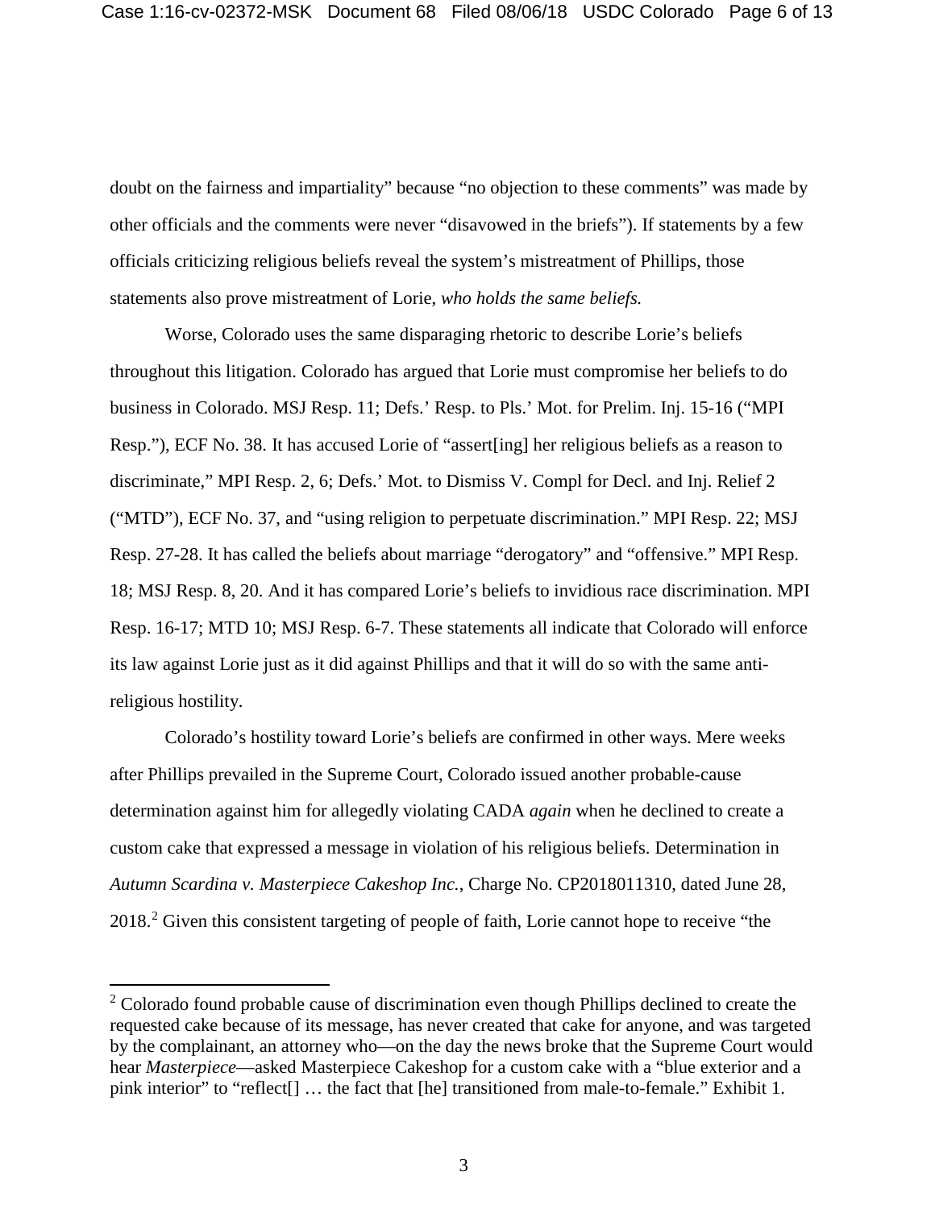doubt on the fairness and impartiality" because "no objection to these comments" was made by other officials and the comments were never "disavowed in the briefs"). If statements by a few officials criticizing religious beliefs reveal the system's mistreatment of Phillips, those statements also prove mistreatment of Lorie, *who holds the same beliefs.*

Worse, Colorado uses the same disparaging rhetoric to describe Lorie's beliefs throughout this litigation. Colorado has argued that Lorie must compromise her beliefs to do business in Colorado. MSJ Resp. 11; Defs.' Resp. to Pls.' Mot. for Prelim. Inj. 15-16 ("MPI Resp."), ECF No. 38. It has accused Lorie of "assert[ing] her religious beliefs as a reason to discriminate," MPI Resp. 2, 6; Defs.' Mot. to Dismiss V. Compl for Decl. and Inj. Relief 2 ("MTD"), ECF No. 37, and "using religion to perpetuate discrimination." MPI Resp. 22; MSJ Resp. 27-28. It has called the beliefs about marriage "derogatory" and "offensive." MPI Resp. 18; MSJ Resp. 8, 20. And it has compared Lorie's beliefs to invidious race discrimination. MPI Resp. 16-17; MTD 10; MSJ Resp. 6-7. These statements all indicate that Colorado will enforce its law against Lorie just as it did against Phillips and that it will do so with the same anti-religious hostility.

Colorado's hostility toward Lorie's beliefs are confirmed in other ways. Mere weeks after Phillips prevailed in the Supreme Court, Colorado issued another probable-cause determination against him for allegedly violating CADA *again* when he declined to create a custom cake that expressed a message in violation of his religious beliefs. Determination in *Autumn Scardina v. Masterpiece Cakeshop Inc.*, Charge No. CP2018011310, dated June 28, 2018.[2] Given this consistent targeting of people of faith, Lorie cannot hope to receive "the

[2] Colorado found probable cause of discrimination even though Phillips declined to create the requested cake because of its message, has never created that cake for anyone, and was targeted by the complainant, an attorney who—on the day the news broke that the Supreme Court would hear *Masterpiece*—asked Masterpiece Cakeshop for a custom cake with a "blue exterior and a pink interior" to "reflect[] … the fact that [he] transitioned from male-to-female." Exhibit 1.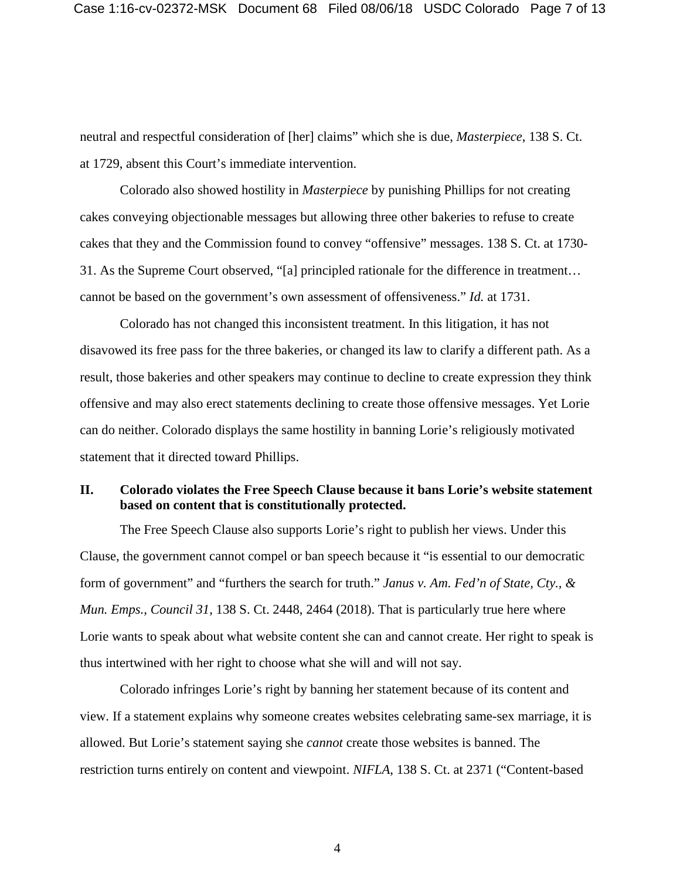neutral and respectful consideration of [her] claims" which she is due, *Masterpiece*, 138 S. Ct. at 1729, absent this Court's immediate intervention.

Colorado also showed hostility in *Masterpiece* by punishing Phillips for not creating cakes conveying objectionable messages but allowing three other bakeries to refuse to create cakes that they and the Commission found to convey "offensive" messages. 138 S. Ct. at 1730-31. As the Supreme Court observed, "[a] principled rationale for the difference in treatment… cannot be based on the government's own assessment of offensiveness." *Id.* at 1731.

Colorado has not changed this inconsistent treatment. In this litigation, it has not disavowed its free pass for the three bakeries, or changed its law to clarify a different path. As a result, those bakeries and other speakers may continue to decline to create expression they think offensive and may also erect statements declining to create those offensive messages. Yet Lorie can do neither. Colorado displays the same hostility in banning Lorie's religiously motivated statement that it directed toward Phillips.

## II. Colorado violates the Free Speech Clause because it bans Lorie's website statement based on content that is constitutionally protected.

The Free Speech Clause also supports Lorie's right to publish her views. Under this Clause, the government cannot compel or ban speech because it "is essential to our democratic form of government" and "furthers the search for truth." *Janus v. Am. Fed'n of State, Cty., & Mun. Emps., Council 31*, 138 S. Ct. 2448, 2464 (2018). That is particularly true here where Lorie wants to speak about what website content she can and cannot create. Her right to speak is thus intertwined with her right to choose what she will and will not say.

Colorado infringes Lorie's right by banning her statement because of its content and view. If a statement explains why someone creates websites celebrating same-sex marriage, it is allowed. But Lorie's statement saying she *cannot* create those websites is banned. The restriction turns entirely on content and viewpoint. *NIFLA*, 138 S. Ct. at 2371 ("Content-based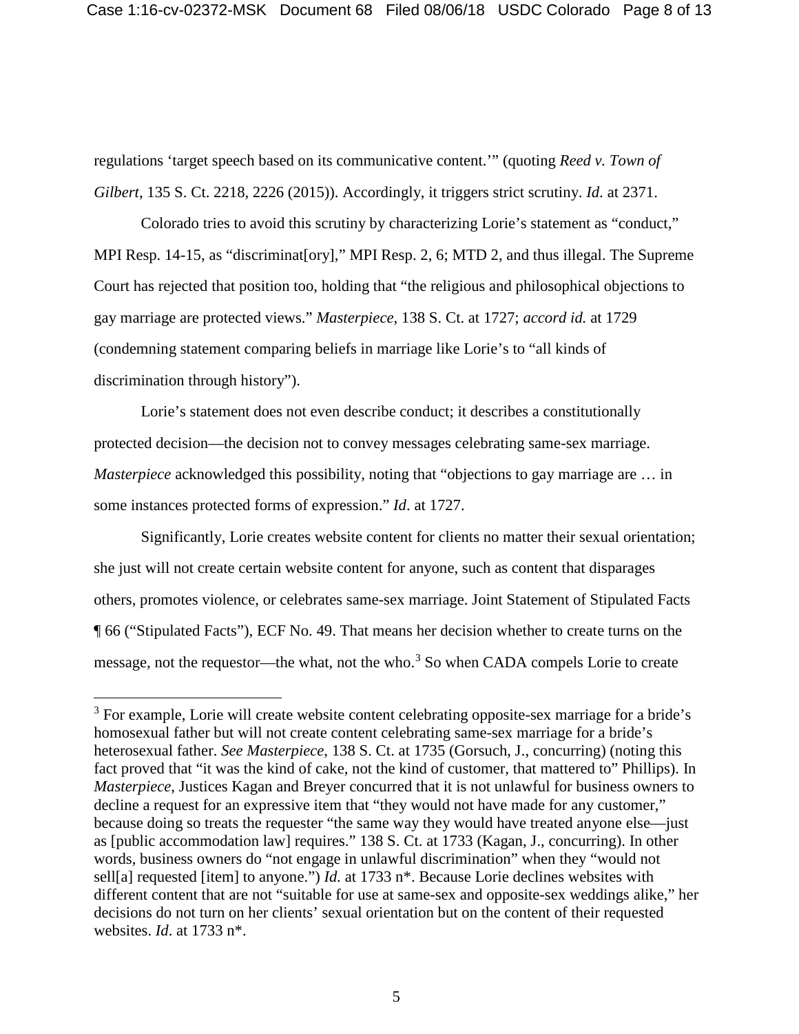regulations 'target speech based on its communicative content.'" (quoting *Reed v. Town of Gilbert*, 135 S. Ct. 2218, 2226 (2015)). Accordingly, it triggers strict scrutiny. *Id.* at 2371.

Colorado tries to avoid this scrutiny by characterizing Lorie's statement as "conduct," MPI Resp. 14-15, as "discriminat[ory]," MPI Resp. 2, 6; MTD 2, and thus illegal. The Supreme Court has rejected that position too, holding that "the religious and philosophical objections to gay marriage are protected views." *Masterpiece*, 138 S. Ct. at 1727; *accord id.* at 1729 (condemning statement comparing beliefs in marriage like Lorie's to "all kinds of discrimination through history").

Lorie's statement does not even describe conduct; it describes a constitutionally protected decision—the decision not to convey messages celebrating same-sex marriage. *Masterpiece* acknowledged this possibility, noting that "objections to gay marriage are … in some instances protected forms of expression." *Id*. at 1727.

Significantly, Lorie creates website content for clients no matter their sexual orientation; she just will not create certain website content for anyone, such as content that disparages others, promotes violence, or celebrates same-sex marriage. Joint Statement of Stipulated Facts ¶ 66 ("Stipulated Facts"), ECF No. 49. That means her decision whether to create turns on the message, not the requestor—the what, not the who.[3] So when CADA compels Lorie to create

[3] For example, Lorie will create website content celebrating opposite-sex marriage for a bride's homosexual father but will not create content celebrating same-sex marriage for a bride's heterosexual father. *See Masterpiece*, 138 S. Ct. at 1735 (Gorsuch, J., concurring) (noting this fact proved that "it was the kind of cake, not the kind of customer, that mattered to" Phillips). In *Masterpiece*, Justices Kagan and Breyer concurred that it is not unlawful for business owners to decline a request for an expressive item that "they would not have made for any customer," because doing so treats the requester "the same way they would have treated anyone else—just as [public accommodation law] requires." 138 S. Ct. at 1733 (Kagan, J., concurring). In other words, business owners do "not engage in unlawful discrimination" when they "would not sell[a] requested [item] to anyone.") *Id.* at 1733 n*. Because Lorie declines websites with different content that are not "suitable for use at same-sex and opposite-sex weddings alike," her decisions do not turn on her clients' sexual orientation but on the content of their requested websites. *Id*. at 1733 n*.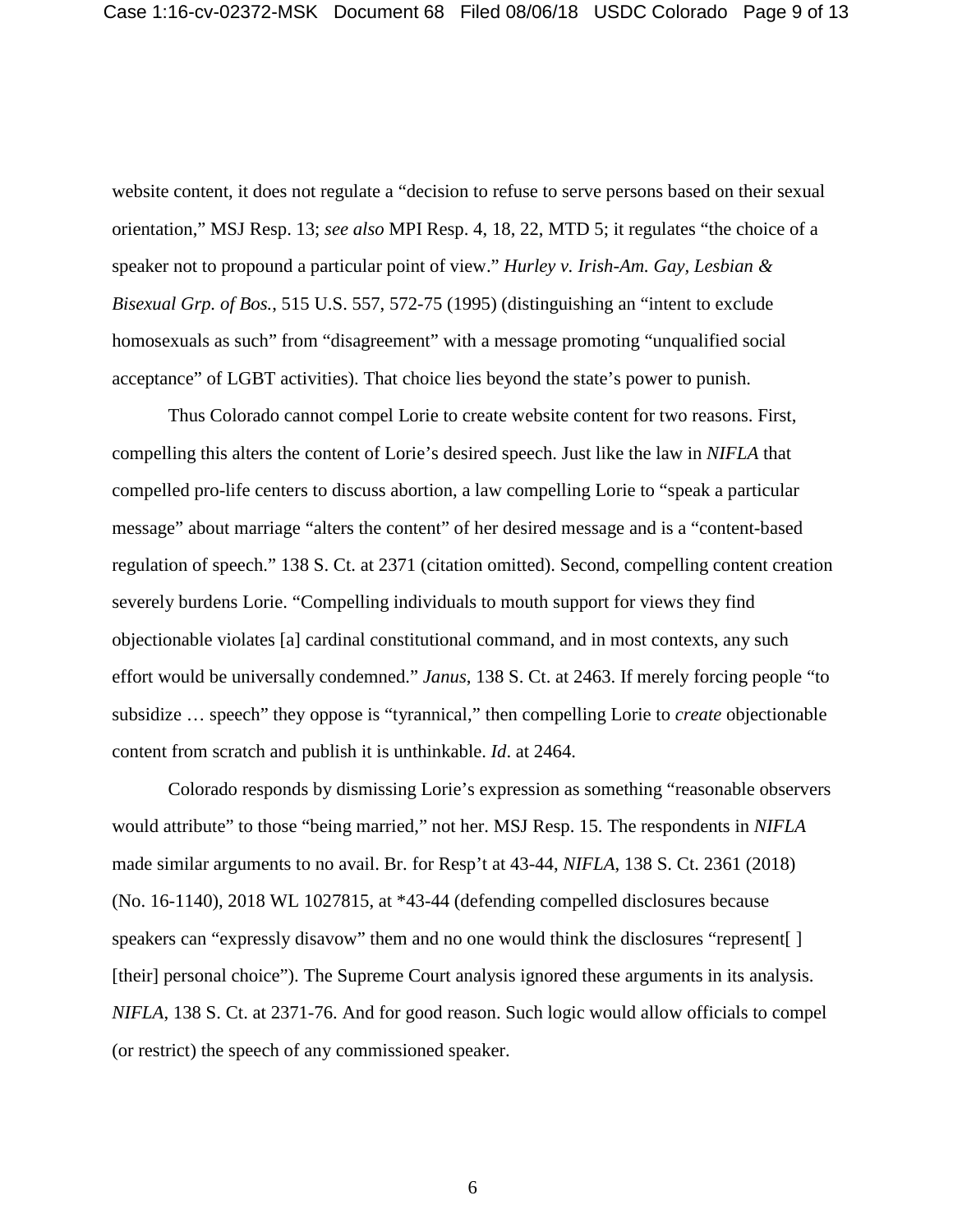website content, it does not regulate a "decision to refuse to serve persons based on their sexual orientation," MSJ Resp. 13; *see also* MPI Resp. 4, 18, 22, MTD 5; it regulates "the choice of a speaker not to propound a particular point of view." *Hurley v. Irish-Am. Gay, Lesbian & Bisexual Grp. of Bos.*, 515 U.S. 557, 572-75 (1995) (distinguishing an "intent to exclude homosexuals as such" from "disagreement" with a message promoting "unqualified social acceptance" of LGBT activities). That choice lies beyond the state's power to punish.

Thus Colorado cannot compel Lorie to create website content for two reasons. First, compelling this alters the content of Lorie's desired speech. Just like the law in *NIFLA* that compelled pro-life centers to discuss abortion, a law compelling Lorie to "speak a particular message" about marriage "alters the content" of her desired message and is a "content-based regulation of speech." 138 S. Ct. at 2371 (citation omitted). Second, compelling content creation severely burdens Lorie. "Compelling individuals to mouth support for views they find objectionable violates [a] cardinal constitutional command, and in most contexts, any such effort would be universally condemned." *Janus*, 138 S. Ct. at 2463. If merely forcing people "to subsidize … speech" they oppose is "tyrannical," then compelling Lorie to *create* objectionable content from scratch and publish it is unthinkable. *Id*. at 2464.

Colorado responds by dismissing Lorie's expression as something "reasonable observers would attribute" to those "being married," not her. MSJ Resp. 15. The respondents in *NIFLA* made similar arguments to no avail. Br. for Resp't at 43-44, *NIFLA*, 138 S. Ct. 2361 (2018) (No. 16-1140), 2018 WL 1027815, at *43-44 (defending compelled disclosures because speakers can "expressly disavow" them and no one would think the disclosures "represent[ ] [their] personal choice"). The Supreme Court analysis ignored these arguments in its analysis. *NIFLA*, 138 S. Ct. at 2371-76. And for good reason. Such logic would allow officials to compel (or restrict) the speech of any commissioned speaker.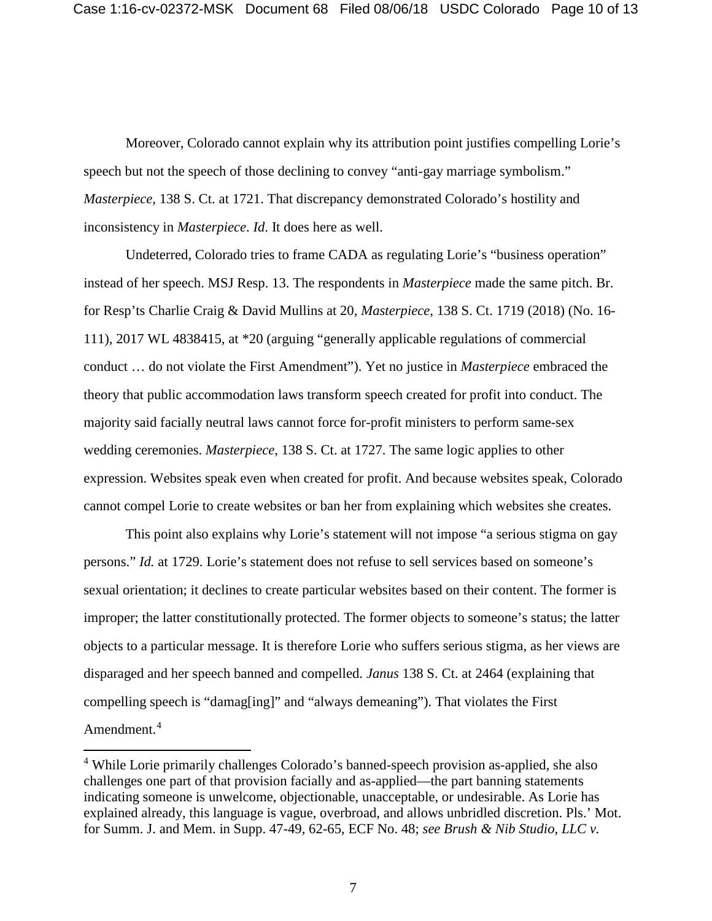Moreover, Colorado cannot explain why its attribution point justifies compelling Lorie's speech but not the speech of those declining to convey "anti-gay marriage symbolism." *Masterpiece*, 138 S. Ct. at 1721. That discrepancy demonstrated Colorado's hostility and inconsistency in *Masterpiece*. *Id.* It does here as well.

Undeterred, Colorado tries to frame CADA as regulating Lorie's "business operation" instead of her speech. MSJ Resp. 13. The respondents in *Masterpiece* made the same pitch. Br. for Resp'ts Charlie Craig & David Mullins at 20, *Masterpiece*, 138 S. Ct. 1719 (2018) (No. 16-111), 2017 WL 4838415, at *20 (arguing "generally applicable regulations of commercial conduct … do not violate the First Amendment"). Yet no justice in *Masterpiece* embraced the theory that public accommodation laws transform speech created for profit into conduct. The majority said facially neutral laws cannot force for-profit ministers to perform same-sex wedding ceremonies. *Masterpiece*, 138 S. Ct. at 1727. The same logic applies to other expression. Websites speak even when created for profit. And because websites speak, Colorado cannot compel Lorie to create websites or ban her from explaining which websites she creates.

This point also explains why Lorie's statement will not impose "a serious stigma on gay persons." *Id.* at 1729. Lorie's statement does not refuse to sell services based on someone's sexual orientation; it declines to create particular websites based on their content. The former is improper; the latter constitutionally protected. The former objects to someone's status; the latter objects to a particular message. It is therefore Lorie who suffers serious stigma, as her views are disparaged and her speech banned and compelled. *Janus* 138 S. Ct. at 2464 (explaining that compelling speech is "damag[ing]" and "always demeaning"). That violates the First Amendment.[4]

[4] While Lorie primarily challenges Colorado's banned-speech provision as-applied, she also challenges one part of that provision facially and as-applied—the part banning statements indicating someone is unwelcome, objectionable, unacceptable, or undesirable. As Lorie has explained already, this language is vague, overbroad, and allows unbridled discretion. Pls.' Mot. for Summ. J. and Mem. in Supp. 47-49, 62-65, ECF No. 48; *see Brush & Nib Studio, LLC v.*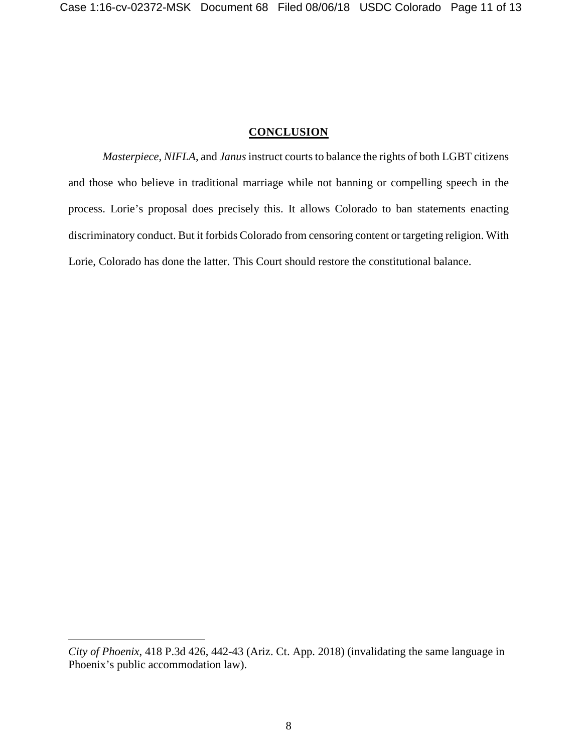## CONCLUSION

*Masterpiece*, *NIFLA*, and *Janus* instruct courts to balance the rights of both LGBT citizens and those who believe in traditional marriage while not banning or compelling speech in the process. Lorie's proposal does precisely this. It allows Colorado to ban statements enacting discriminatory conduct. But it forbids Colorado from censoring content or targeting religion. With Lorie, Colorado has done the latter. This Court should restore the constitutional balance.

---

*City of Phoenix*, 418 P.3d 426, 442-43 (Ariz. Ct. App. 2018) (invalidating the same language in Phoenix's public accommodation law).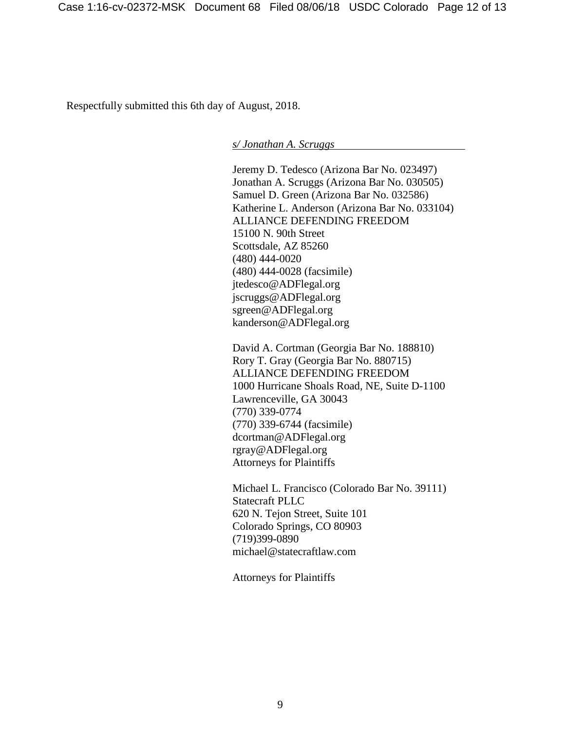Respectfully submitted this 6th day of August, 2018.

*s/ Jonathan A. Scruggs*

Jeremy D. Tedesco (Arizona Bar No. 023497)
Jonathan A. Scruggs (Arizona Bar No. 030505)
Samuel D. Green (Arizona Bar No. 032586)
Katherine L. Anderson (Arizona Bar No. 033104)
ALLIANCE DEFENDING FREEDOM
15100 N. 90th Street
Scottsdale, AZ 85260
(480) 444-0020
(480) 444-0028 (facsimile)
jtedesco@ADFlegal.org
jscruggs@ADFlegal.org
sgreen@ADFlegal.org
kanderson@ADFlegal.org

David A. Cortman (Georgia Bar No. 188810)
Rory T. Gray (Georgia Bar No. 880715)
ALLIANCE DEFENDING FREEDOM
1000 Hurricane Shoals Road, NE, Suite D-1100
Lawrenceville, GA 30043
(770) 339-0774
(770) 339-6744 (facsimile)
dcortman@ADFlegal.org
rgray@ADFlegal.org
Attorneys for Plaintiffs

Michael L. Francisco (Colorado Bar No. 39111)
Statecraft PLLC
620 N. Tejon Street, Suite 101
Colorado Springs, CO 80903
(719)399-0890
michael@statecraftlaw.com

Attorneys for Plaintiffs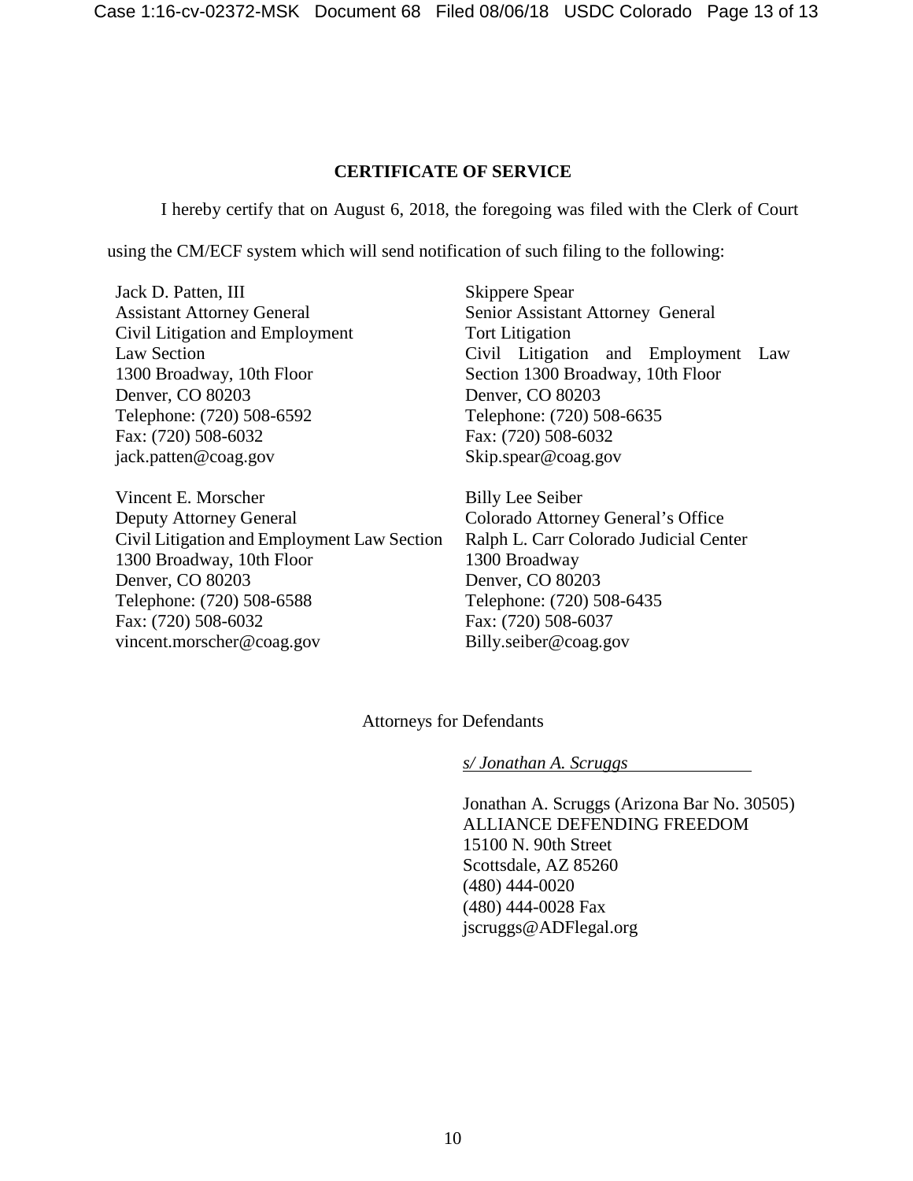## CERTIFICATE OF SERVICE

I hereby certify that on August 6, 2018, the foregoing was filed with the Clerk of Court using the CM/ECF system which will send notification of such filing to the following:

Jack D. Patten, III
Assistant Attorney General
Civil Litigation and Employment Law Section
1300 Broadway, 10th Floor
Denver, CO 80203
Telephone: (720) 508-6592
Fax: (720) 508-6032
jack.patten@coag.gov

Skippere Spear
Senior Assistant Attorney General
Tort Litigation
Civil Litigation and Employment Law Section 1300 Broadway, 10th Floor
Denver, CO 80203
Telephone: (720) 508-6635
Fax: (720) 508-6032
Skip.spear@coag.gov

Vincent E. Morscher
Deputy Attorney General
Civil Litigation and Employment Law Section
1300 Broadway, 10th Floor
Denver, CO 80203
Telephone: (720) 508-6588
Fax: (720) 508-6032
vincent.morscher@coag.gov

Billy Lee Seiber
Colorado Attorney General's Office
Ralph L. Carr Colorado Judicial Center
1300 Broadway
Denver, CO 80203
Telephone: (720) 508-6435
Fax: (720) 508-6037
Billy.seiber@coag.gov

Attorneys for Defendants

*s/ Jonathan A. Scruggs*

Jonathan A. Scruggs (Arizona Bar No. 30505)
ALLIANCE DEFENDING FREEDOM
15100 N. 90th Street
Scottsdale, AZ 85260
(480) 444-0020
(480) 444-0028 Fax
jscruggs@ADFlegal.org